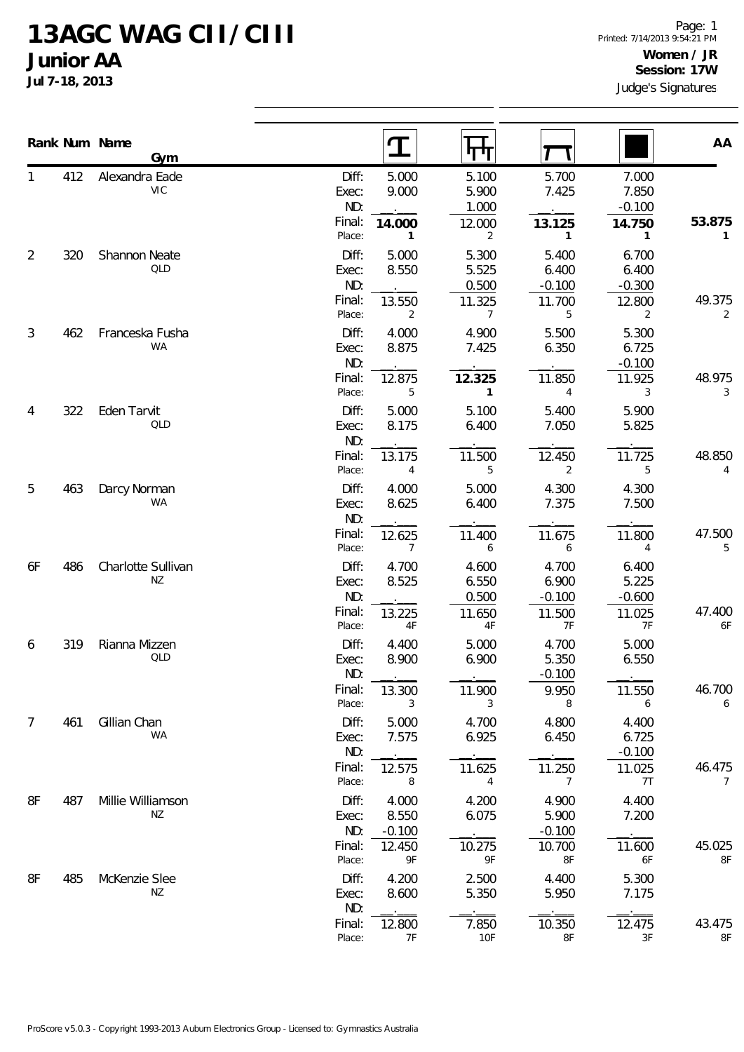# 13AGC WAG CII/CIII

## Junior AA

**Jul 7-18, 2013**

Printed: 7/14/2013 9:54:21 PM

**Women / JR**
**Session: 17W**
Judge's Signatures

| Rank | Num | Name / Gym | | Vault | Bars | Beam | Floor | AA |
|---|---|---|---|---|---|---|---|---|
| 1 | 412 | Alexandra Eade | Diff: | 5.000 | 5.100 | 5.700 | 7.000 | |
| | | VIC | Exec: | 9.000 | 5.900 | 7.425 | 7.850 | |
| | | | ND: | . | 1.000 | . | -0.100 | |
| | | | Final: | **14.000** | 12.000 | **13.125** | **14.750** | **53.875** |
| | | | Place: | **1** | 2 | **1** | **1** | **1** |
| 2 | 320 | Shannon Neate | Diff: | 5.000 | 5.300 | 5.400 | 6.700 | |
| | | QLD | Exec: | 8.550 | 5.525 | 6.400 | 6.400 | |
| | | | ND: | . | 0.500 | -0.100 | -0.300 | |
| | | | Final: | 13.550 | 11.325 | 11.700 | 12.800 | 49.375 |
| | | | Place: | 2 | 7 | 5 | 2 | 2 |
| 3 | 462 | Franceska Fusha | Diff: | 4.000 | 4.900 | 5.500 | 5.300 | |
| | | WA | Exec: | 8.875 | 7.425 | 6.350 | 6.725 | |
| | | | ND: | . | . | . | -0.100 | |
| | | | Final: | 12.875 | **12.325** | 11.850 | 11.925 | 48.975 |
| | | | Place: | 5 | **1** | 4 | 3 | 3 |
| 4 | 322 | Eden Tarvit | Diff: | 5.000 | 5.100 | 5.400 | 5.900 | |
| | | QLD | Exec: | 8.175 | 6.400 | 7.050 | 5.825 | |
| | | | ND: | . | . | . | . | |
| | | | Final: | 13.175 | 11.500 | 12.450 | 11.725 | 48.850 |
| | | | Place: | 4 | 5 | 2 | 5 | 4 |
| 5 | 463 | Darcy Norman | Diff: | 4.000 | 5.000 | 4.300 | 4.300 | |
| | | WA | Exec: | 8.625 | 6.400 | 7.375 | 7.500 | |
| | | | ND: | . | . | . | . | |
| | | | Final: | 12.625 | 11.400 | 11.675 | 11.800 | 47.500 |
| | | | Place: | 7 | 6 | 6 | 4 | 5 |
| 6F | 486 | Charlotte Sullivan | Diff: | 4.700 | 4.600 | 4.700 | 6.400 | |
| | | NZ | Exec: | 8.525 | 6.550 | 6.900 | 5.225 | |
| | | | ND: | . | 0.500 | -0.100 | -0.600 | |
| | | | Final: | 13.225 | 11.650 | 11.500 | 11.025 | 47.400 |
| | | | Place: | 4F | 4F | 7F | 7F | 6F |
| 6 | 319 | Rianna Mizzen | Diff: | 4.400 | 5.000 | 4.700 | 5.000 | |
| | | QLD | Exec: | 8.900 | 6.900 | 5.350 | 6.550 | |
| | | | ND: | . | . | -0.100 | . | |
| | | | Final: | 13.300 | 11.900 | 9.950 | 11.550 | 46.700 |
| | | | Place: | 3 | 3 | 8 | 6 | 6 |
| 7 | 461 | Gillian Chan | Diff: | 5.000 | 4.700 | 4.800 | 4.400 | |
| | | WA | Exec: | 7.575 | 6.925 | 6.450 | 6.725 | |
| | | | ND: | . | . | . | -0.100 | |
| | | | Final: | 12.575 | 11.625 | 11.250 | 11.025 | 46.475 |
| | | | Place: | 8 | 4 | 7 | 7T | 7 |
| 8F | 487 | Millie Williamson | Diff: | 4.000 | 4.200 | 4.900 | 4.400 | |
| | | NZ | Exec: | 8.550 | 6.075 | 5.900 | 7.200 | |
| | | | ND: | -0.100 | . | -0.100 | . | |
| | | | Final: | 12.450 | 10.275 | 10.700 | 11.600 | 45.025 |
| | | | Place: | 9F | 9F | 8F | 6F | 8F |
| 8F | 485 | McKenzie Slee | Diff: | 4.200 | 2.500 | 4.400 | 5.300 | |
| | | NZ | Exec: | 8.600 | 5.350 | 5.950 | 7.175 | |
| | | | ND: | . | . | . | . | |
| | | | Final: | 12.800 | 7.850 | 10.350 | 12.475 | 43.475 |
| | | | Place: | 7F | 10F | 8F | 3F | 8F |

ProScore v5.0.3 - Copyright 1993-2013 Auburn Electronics Group - Licensed to: Gymnastics Australia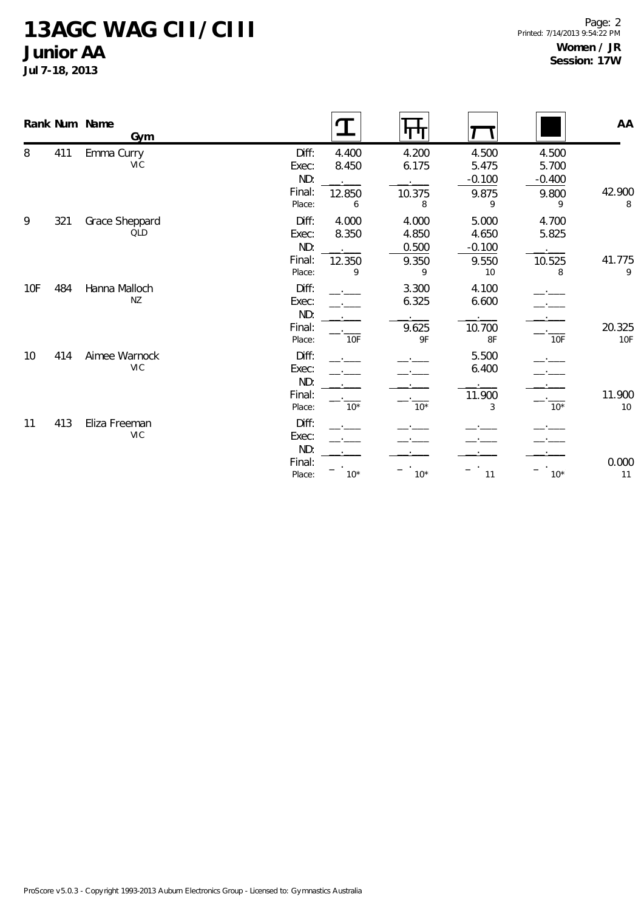# 13AGC WAG CII / CIII

## Junior AA

**Jul 7-18, 2013**

**Women / JR**
**Session: 17W**

| Rank | Num | Name / Gym | | Vault | Uneven Bars | Beam | Floor | AA |
|---|---|---|---|---|---|---|---|---|
| 8 | 411 | Emma Curry | Diff: | 4.400 | 4.200 | 4.500 | 4.500 | |
| | | VIC | Exec: | 8.450 | 6.175 | 5.475 | 5.700 | |
| | | | ND: | . | . | -0.100 | -0.400 | |
| | | | Final: | 12.850 | 10.375 | 9.875 | 9.800 | 42.900 |
| | | | Place: | 6 | 8 | 9 | 9 | 8 |
| 9 | 321 | Grace Sheppard | Diff: | 4.000 | 4.000 | 5.000 | 4.700 | |
| | | QLD | Exec: | 8.350 | 4.850 | 4.650 | 5.825 | |
| | | | ND: | . | 0.500 | -0.100 | . | |
| | | | Final: | 12.350 | 9.350 | 9.550 | 10.525 | 41.775 |
| | | | Place: | 9 | 9 | 10 | 8 | 9 |
| 10F | 484 | Hanna Malloch | Diff: | __.___ | 3.300 | 4.100 | __.___ | |
| | | NZ | Exec: | __.___ | 6.325 | 6.600 | __.___ | |
| | | | ND: | . | . | . | . | |
| | | | Final: | __.___ | 9.625 | 10.700 | __.___ | 20.325 |
| | | | Place: | 10F | 9F | 8F | 10F | 10F |
| 10 | 414 | Aimee Warnock | Diff: | __.___ | __.___ | 5.500 | __.___ | |
| | | VIC | Exec: | __.___ | __.___ | 6.400 | __.___ | |
| | | | ND: | . | . | . | . | |
| | | | Final: | __.___ | __.___ | 11.900 | __.___ | 11.900 |
| | | | Place: | 10* | 10* | 3 | 10* | 10 |
| 11 | 413 | Eliza Freeman | Diff: | __.___ | __.___ | __.___ | __.___ | |
| | | VIC | Exec: | __.___ | __.___ | __.___ | __.___ | |
| | | | ND: | . | . | . | . | |
| | | | Final: | _ . | _ . | _ . | _ . | 0.000 |
| | | | Place: | 10* | 10* | 11 | 10* | 11 |

ProScore v5.0.3 - Copyright 1993-2013 Auburn Electronics Group - Licensed to: Gymnastics Australia